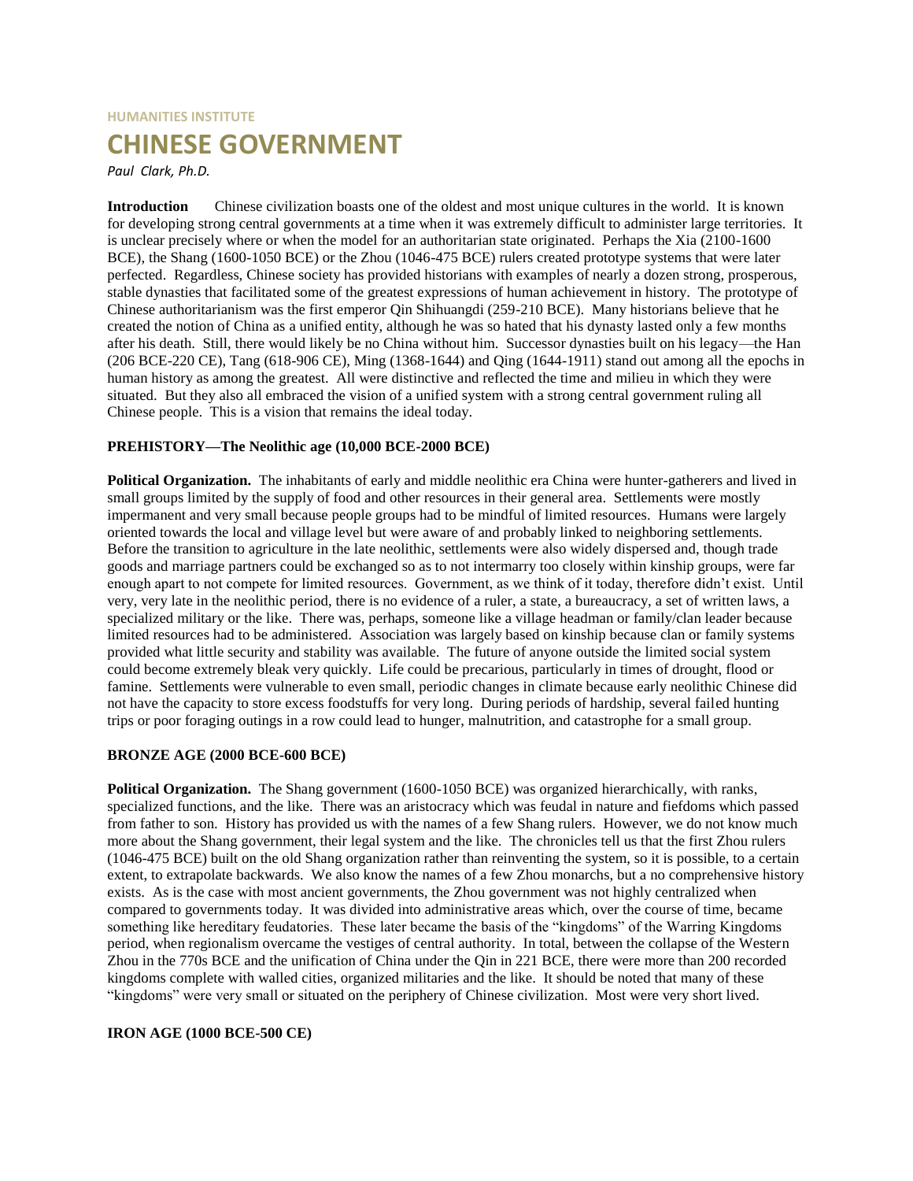HUMANITIES INSTITUTE

# CHINESE GOVERNMENT

*Paul Clark, Ph.D.*

**Introduction** Chinese civilization boasts one of the oldest and most unique cultures in the world. It is known for developing strong central governments at a time when it was extremely difficult to administer large territories. It is unclear precisely where or when the model for an authoritarian state originated. Perhaps the Xia (2100-1600 BCE), the Shang (1600-1050 BCE) or the Zhou (1046-475 BCE) rulers created prototype systems that were later perfected. Regardless, Chinese society has provided historians with examples of nearly a dozen strong, prosperous, stable dynasties that facilitated some of the greatest expressions of human achievement in history. The prototype of Chinese authoritarianism was the first emperor Qin Shihuangdi (259-210 BCE). Many historians believe that he created the notion of China as a unified entity, although he was so hated that his dynasty lasted only a few months after his death. Still, there would likely be no China without him. Successor dynasties built on his legacy—the Han (206 BCE-220 CE), Tang (618-906 CE), Ming (1368-1644) and Qing (1644-1911) stand out among all the epochs in human history as among the greatest. All were distinctive and reflected the time and milieu in which they were situated. But they also all embraced the vision of a unified system with a strong central government ruling all Chinese people. This is a vision that remains the ideal today.

## PREHISTORY—The Neolithic age (10,000 BCE-2000 BCE)

**Political Organization.** The inhabitants of early and middle neolithic era China were hunter-gatherers and lived in small groups limited by the supply of food and other resources in their general area. Settlements were mostly impermanent and very small because people groups had to be mindful of limited resources. Humans were largely oriented towards the local and village level but were aware of and probably linked to neighboring settlements. Before the transition to agriculture in the late neolithic, settlements were also widely dispersed and, though trade goods and marriage partners could be exchanged so as to not intermarry too closely within kinship groups, were far enough apart to not compete for limited resources. Government, as we think of it today, therefore didn't exist. Until very, very late in the neolithic period, there is no evidence of a ruler, a state, a bureaucracy, a set of written laws, a specialized military or the like. There was, perhaps, someone like a village headman or family/clan leader because limited resources had to be administered. Association was largely based on kinship because clan or family systems provided what little security and stability was available. The future of anyone outside the limited social system could become extremely bleak very quickly. Life could be precarious, particularly in times of drought, flood or famine. Settlements were vulnerable to even small, periodic changes in climate because early neolithic Chinese did not have the capacity to store excess foodstuffs for very long. During periods of hardship, several failed hunting trips or poor foraging outings in a row could lead to hunger, malnutrition, and catastrophe for a small group.

## BRONZE AGE (2000 BCE-600 BCE)

**Political Organization.** The Shang government (1600-1050 BCE) was organized hierarchically, with ranks, specialized functions, and the like. There was an aristocracy which was feudal in nature and fiefdoms which passed from father to son. History has provided us with the names of a few Shang rulers. However, we do not know much more about the Shang government, their legal system and the like. The chronicles tell us that the first Zhou rulers (1046-475 BCE) built on the old Shang organization rather than reinventing the system, so it is possible, to a certain extent, to extrapolate backwards. We also know the names of a few Zhou monarchs, but a no comprehensive history exists. As is the case with most ancient governments, the Zhou government was not highly centralized when compared to governments today. It was divided into administrative areas which, over the course of time, became something like hereditary feudatories. These later became the basis of the "kingdoms" of the Warring Kingdoms period, when regionalism overcame the vestiges of central authority. In total, between the collapse of the Western Zhou in the 770s BCE and the unification of China under the Qin in 221 BCE, there were more than 200 recorded kingdoms complete with walled cities, organized militaries and the like. It should be noted that many of these "kingdoms" were very small or situated on the periphery of Chinese civilization. Most were very short lived.

## IRON AGE (1000 BCE-500 CE)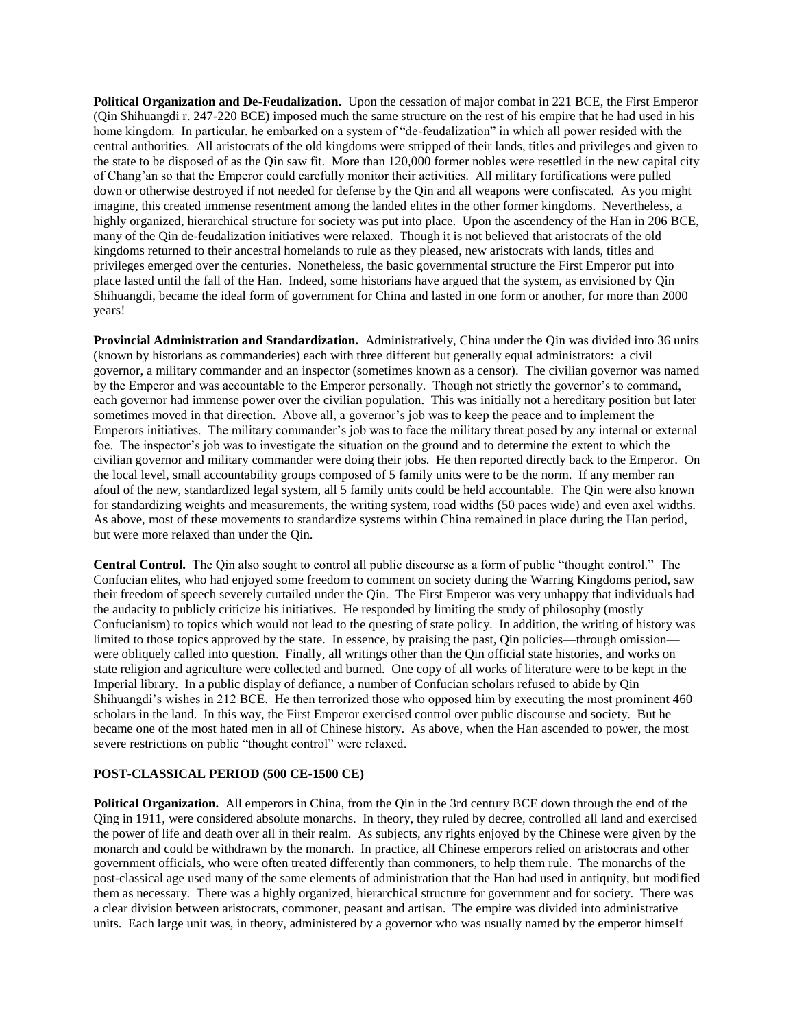**Political Organization and De-Feudalization.** Upon the cessation of major combat in 221 BCE, the First Emperor (Qin Shihuangdi r. 247-220 BCE) imposed much the same structure on the rest of his empire that he had used in his home kingdom. In particular, he embarked on a system of "de-feudalization" in which all power resided with the central authorities. All aristocrats of the old kingdoms were stripped of their lands, titles and privileges and given to the state to be disposed of as the Qin saw fit. More than 120,000 former nobles were resettled in the new capital city of Chang'an so that the Emperor could carefully monitor their activities. All military fortifications were pulled down or otherwise destroyed if not needed for defense by the Qin and all weapons were confiscated. As you might imagine, this created immense resentment among the landed elites in the other former kingdoms. Nevertheless, a highly organized, hierarchical structure for society was put into place. Upon the ascendency of the Han in 206 BCE, many of the Qin de-feudalization initiatives were relaxed. Though it is not believed that aristocrats of the old kingdoms returned to their ancestral homelands to rule as they pleased, new aristocrats with lands, titles and privileges emerged over the centuries. Nonetheless, the basic governmental structure the First Emperor put into place lasted until the fall of the Han. Indeed, some historians have argued that the system, as envisioned by Qin Shihuangdi, became the ideal form of government for China and lasted in one form or another, for more than 2000 years!

**Provincial Administration and Standardization.** Administratively, China under the Qin was divided into 36 units (known by historians as commanderies) each with three different but generally equal administrators: a civil governor, a military commander and an inspector (sometimes known as a censor). The civilian governor was named by the Emperor and was accountable to the Emperor personally. Though not strictly the governor's to command, each governor had immense power over the civilian population. This was initially not a hereditary position but later sometimes moved in that direction. Above all, a governor's job was to keep the peace and to implement the Emperors initiatives. The military commander's job was to face the military threat posed by any internal or external foe. The inspector's job was to investigate the situation on the ground and to determine the extent to which the civilian governor and military commander were doing their jobs. He then reported directly back to the Emperor. On the local level, small accountability groups composed of 5 family units were to be the norm. If any member ran afoul of the new, standardized legal system, all 5 family units could be held accountable. The Qin were also known for standardizing weights and measurements, the writing system, road widths (50 paces wide) and even axel widths. As above, most of these movements to standardize systems within China remained in place during the Han period, but were more relaxed than under the Qin.

**Central Control.** The Qin also sought to control all public discourse as a form of public "thought control." The Confucian elites, who had enjoyed some freedom to comment on society during the Warring Kingdoms period, saw their freedom of speech severely curtailed under the Qin. The First Emperor was very unhappy that individuals had the audacity to publicly criticize his initiatives. He responded by limiting the study of philosophy (mostly Confucianism) to topics which would not lead to the questing of state policy. In addition, the writing of history was limited to those topics approved by the state. In essence, by praising the past, Qin policies—through omission—were obliquely called into question. Finally, all writings other than the Qin official state histories, and works on state religion and agriculture were collected and burned. One copy of all works of literature were to be kept in the Imperial library. In a public display of defiance, a number of Confucian scholars refused to abide by Qin Shihuangdi's wishes in 212 BCE. He then terrorized those who opposed him by executing the most prominent 460 scholars in the land. In this way, the First Emperor exercised control over public discourse and society. But he became one of the most hated men in all of Chinese history. As above, when the Han ascended to power, the most severe restrictions on public "thought control" were relaxed.

## POST-CLASSICAL PERIOD (500 CE-1500 CE)

**Political Organization.** All emperors in China, from the Qin in the 3rd century BCE down through the end of the Qing in 1911, were considered absolute monarchs. In theory, they ruled by decree, controlled all land and exercised the power of life and death over all in their realm. As subjects, any rights enjoyed by the Chinese were given by the monarch and could be withdrawn by the monarch. In practice, all Chinese emperors relied on aristocrats and other government officials, who were often treated differently than commoners, to help them rule. The monarchs of the post-classical age used many of the same elements of administration that the Han had used in antiquity, but modified them as necessary. There was a highly organized, hierarchical structure for government and for society. There was a clear division between aristocrats, commoner, peasant and artisan. The empire was divided into administrative units. Each large unit was, in theory, administered by a governor who was usually named by the emperor himself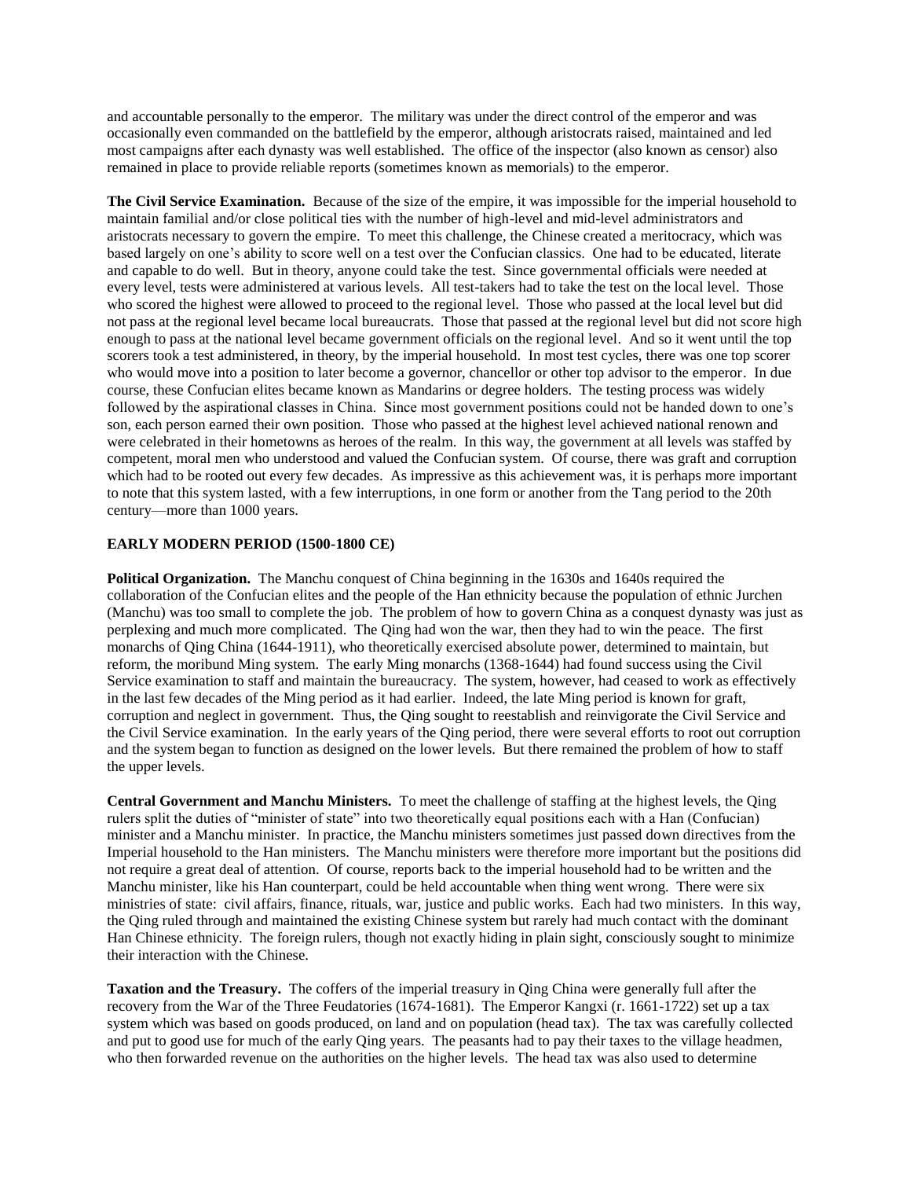and accountable personally to the emperor. The military was under the direct control of the emperor and was occasionally even commanded on the battlefield by the emperor, although aristocrats raised, maintained and led most campaigns after each dynasty was well established. The office of the inspector (also known as censor) also remained in place to provide reliable reports (sometimes known as memorials) to the emperor.

**The Civil Service Examination.** Because of the size of the empire, it was impossible for the imperial household to maintain familial and/or close political ties with the number of high-level and mid-level administrators and aristocrats necessary to govern the empire. To meet this challenge, the Chinese created a meritocracy, which was based largely on one's ability to score well on a test over the Confucian classics. One had to be educated, literate and capable to do well. But in theory, anyone could take the test. Since governmental officials were needed at every level, tests were administered at various levels. All test-takers had to take the test on the local level. Those who scored the highest were allowed to proceed to the regional level. Those who passed at the local level but did not pass at the regional level became local bureaucrats. Those that passed at the regional level but did not score high enough to pass at the national level became government officials on the regional level. And so it went until the top scorers took a test administered, in theory, by the imperial household. In most test cycles, there was one top scorer who would move into a position to later become a governor, chancellor or other top advisor to the emperor. In due course, these Confucian elites became known as Mandarins or degree holders. The testing process was widely followed by the aspirational classes in China. Since most government positions could not be handed down to one's son, each person earned their own position. Those who passed at the highest level achieved national renown and were celebrated in their hometowns as heroes of the realm. In this way, the government at all levels was staffed by competent, moral men who understood and valued the Confucian system. Of course, there was graft and corruption which had to be rooted out every few decades. As impressive as this achievement was, it is perhaps more important to note that this system lasted, with a few interruptions, in one form or another from the Tang period to the 20th century—more than 1000 years.

## EARLY MODERN PERIOD (1500-1800 CE)

**Political Organization.** The Manchu conquest of China beginning in the 1630s and 1640s required the collaboration of the Confucian elites and the people of the Han ethnicity because the population of ethnic Jurchen (Manchu) was too small to complete the job. The problem of how to govern China as a conquest dynasty was just as perplexing and much more complicated. The Qing had won the war, then they had to win the peace. The first monarchs of Qing China (1644-1911), who theoretically exercised absolute power, determined to maintain, but reform, the moribund Ming system. The early Ming monarchs (1368-1644) had found success using the Civil Service examination to staff and maintain the bureaucracy. The system, however, had ceased to work as effectively in the last few decades of the Ming period as it had earlier. Indeed, the late Ming period is known for graft, corruption and neglect in government. Thus, the Qing sought to reestablish and reinvigorate the Civil Service and the Civil Service examination. In the early years of the Qing period, there were several efforts to root out corruption and the system began to function as designed on the lower levels. But there remained the problem of how to staff the upper levels.

**Central Government and Manchu Ministers.** To meet the challenge of staffing at the highest levels, the Qing rulers split the duties of "minister of state" into two theoretically equal positions each with a Han (Confucian) minister and a Manchu minister. In practice, the Manchu ministers sometimes just passed down directives from the Imperial household to the Han ministers. The Manchu ministers were therefore more important but the positions did not require a great deal of attention. Of course, reports back to the imperial household had to be written and the Manchu minister, like his Han counterpart, could be held accountable when thing went wrong. There were six ministries of state: civil affairs, finance, rituals, war, justice and public works. Each had two ministers. In this way, the Qing ruled through and maintained the existing Chinese system but rarely had much contact with the dominant Han Chinese ethnicity. The foreign rulers, though not exactly hiding in plain sight, consciously sought to minimize their interaction with the Chinese.

**Taxation and the Treasury.** The coffers of the imperial treasury in Qing China were generally full after the recovery from the War of the Three Feudatories (1674-1681). The Emperor Kangxi (r. 1661-1722) set up a tax system which was based on goods produced, on land and on population (head tax). The tax was carefully collected and put to good use for much of the early Qing years. The peasants had to pay their taxes to the village headmen, who then forwarded revenue on the authorities on the higher levels. The head tax was also used to determine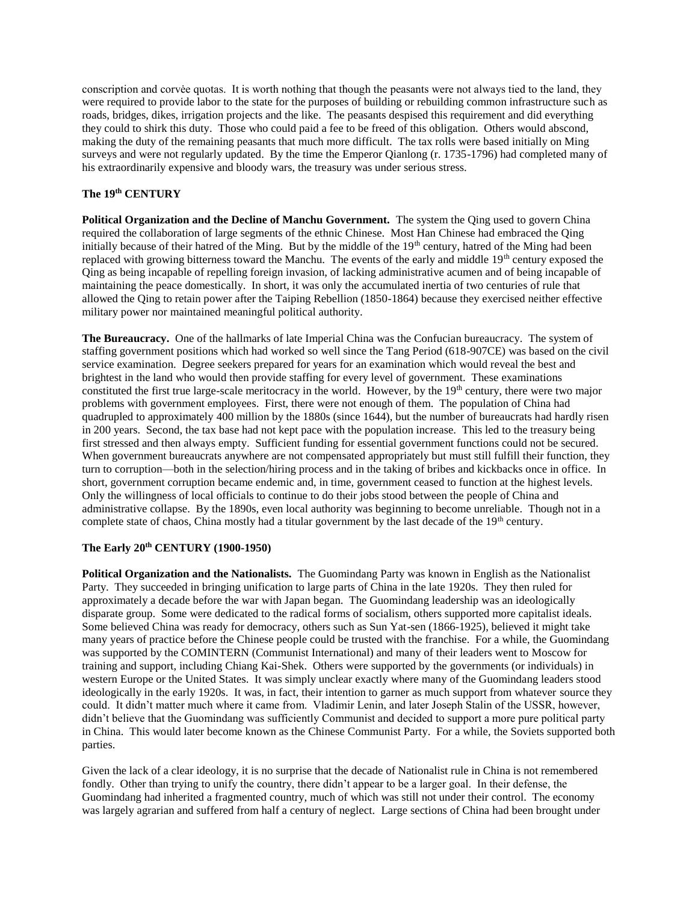conscription and corvée quotas. It is worth nothing that though the peasants were not always tied to the land, they were required to provide labor to the state for the purposes of building or rebuilding common infrastructure such as roads, bridges, dikes, irrigation projects and the like. The peasants despised this requirement and did everything they could to shirk this duty. Those who could paid a fee to be freed of this obligation. Others would abscond, making the duty of the remaining peasants that much more difficult. The tax rolls were based initially on Ming surveys and were not regularly updated. By the time the Emperor Qianlong (r. 1735-1796) had completed many of his extraordinarily expensive and bloody wars, the treasury was under serious stress.

### The 19th CENTURY

**Political Organization and the Decline of Manchu Government.** The system the Qing used to govern China required the collaboration of large segments of the ethnic Chinese. Most Han Chinese had embraced the Qing initially because of their hatred of the Ming. But by the middle of the 19th century, hatred of the Ming had been replaced with growing bitterness toward the Manchu. The events of the early and middle 19th century exposed the Qing as being incapable of repelling foreign invasion, of lacking administrative acumen and of being incapable of maintaining the peace domestically. In short, it was only the accumulated inertia of two centuries of rule that allowed the Qing to retain power after the Taiping Rebellion (1850-1864) because they exercised neither effective military power nor maintained meaningful political authority.

**The Bureaucracy.** One of the hallmarks of late Imperial China was the Confucian bureaucracy. The system of staffing government positions which had worked so well since the Tang Period (618-907CE) was based on the civil service examination. Degree seekers prepared for years for an examination which would reveal the best and brightest in the land who would then provide staffing for every level of government. These examinations constituted the first true large-scale meritocracy in the world. However, by the 19th century, there were two major problems with government employees. First, there were not enough of them. The population of China had quadrupled to approximately 400 million by the 1880s (since 1644), but the number of bureaucrats had hardly risen in 200 years. Second, the tax base had not kept pace with the population increase. This led to the treasury being first stressed and then always empty. Sufficient funding for essential government functions could not be secured. When government bureaucrats anywhere are not compensated appropriately but must still fulfill their function, they turn to corruption—both in the selection/hiring process and in the taking of bribes and kickbacks once in office. In short, government corruption became endemic and, in time, government ceased to function at the highest levels. Only the willingness of local officials to continue to do their jobs stood between the people of China and administrative collapse. By the 1890s, even local authority was beginning to become unreliable. Though not in a complete state of chaos, China mostly had a titular government by the last decade of the 19th century.

### The Early 20th CENTURY (1900-1950)

**Political Organization and the Nationalists.** The Guomindang Party was known in English as the Nationalist Party. They succeeded in bringing unification to large parts of China in the late 1920s. They then ruled for approximately a decade before the war with Japan began. The Guomindang leadership was an ideologically disparate group. Some were dedicated to the radical forms of socialism, others supported more capitalist ideals. Some believed China was ready for democracy, others such as Sun Yat-sen (1866-1925), believed it might take many years of practice before the Chinese people could be trusted with the franchise. For a while, the Guomindang was supported by the COMINTERN (Communist International) and many of their leaders went to Moscow for training and support, including Chiang Kai-Shek. Others were supported by the governments (or individuals) in western Europe or the United States. It was simply unclear exactly where many of the Guomindang leaders stood ideologically in the early 1920s. It was, in fact, their intention to garner as much support from whatever source they could. It didn't matter much where it came from. Vladimir Lenin, and later Joseph Stalin of the USSR, however, didn't believe that the Guomindang was sufficiently Communist and decided to support a more pure political party in China. This would later become known as the Chinese Communist Party. For a while, the Soviets supported both parties.

Given the lack of a clear ideology, it is no surprise that the decade of Nationalist rule in China is not remembered fondly. Other than trying to unify the country, there didn't appear to be a larger goal. In their defense, the Guomindang had inherited a fragmented country, much of which was still not under their control. The economy was largely agrarian and suffered from half a century of neglect. Large sections of China had been brought under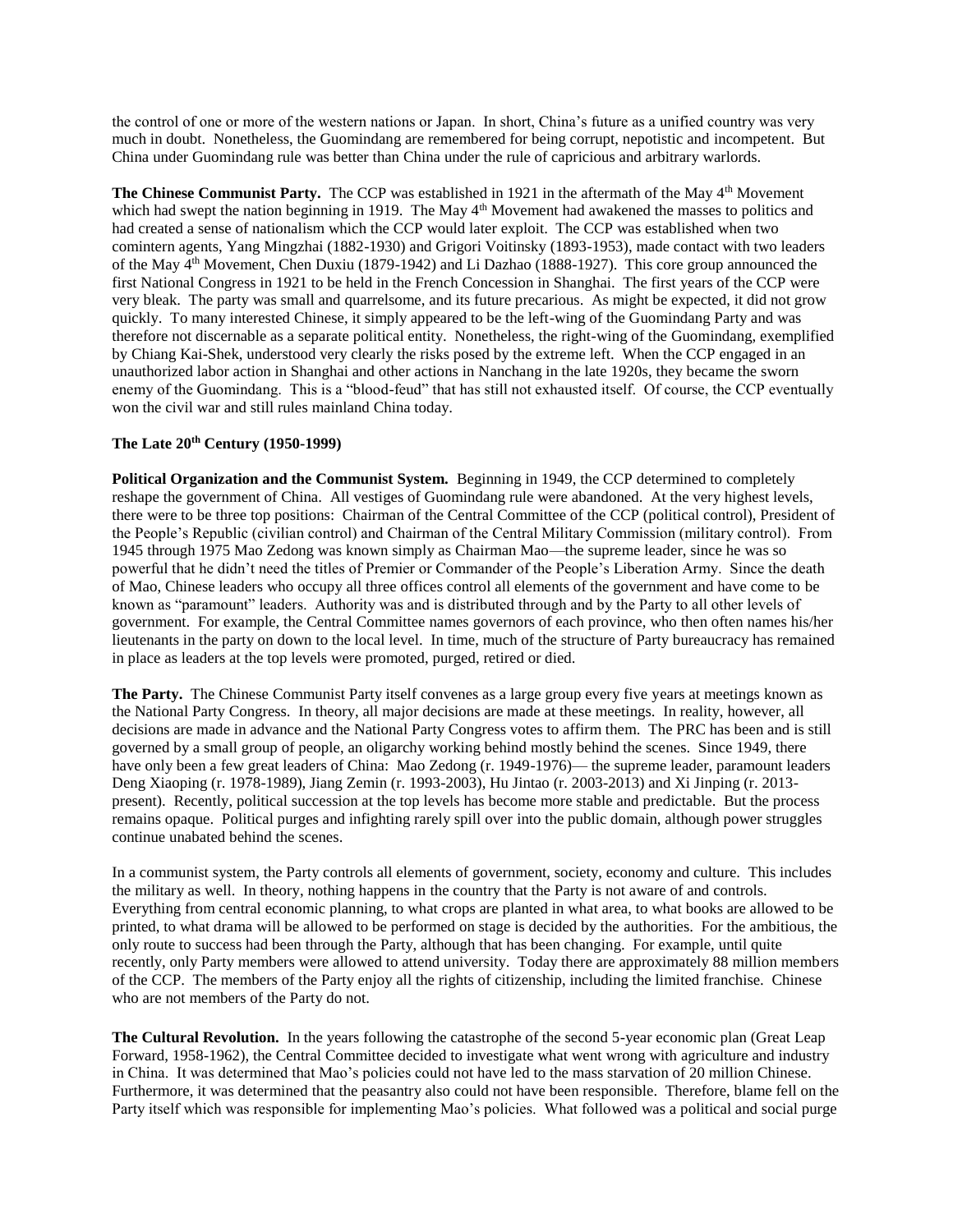the control of one or more of the western nations or Japan. In short, China's future as a unified country was very much in doubt. Nonetheless, the Guomindang are remembered for being corrupt, nepotistic and incompetent. But China under Guomindang rule was better than China under the rule of capricious and arbitrary warlords.

**The Chinese Communist Party.** The CCP was established in 1921 in the aftermath of the May 4th Movement which had swept the nation beginning in 1919. The May 4th Movement had awakened the masses to politics and had created a sense of nationalism which the CCP would later exploit. The CCP was established when two comintern agents, Yang Mingzhai (1882-1930) and Grigori Voitinsky (1893-1953), made contact with two leaders of the May 4th Movement, Chen Duxiu (1879-1942) and Li Dazhao (1888-1927). This core group announced the first National Congress in 1921 to be held in the French Concession in Shanghai. The first years of the CCP were very bleak. The party was small and quarrelsome, and its future precarious. As might be expected, it did not grow quickly. To many interested Chinese, it simply appeared to be the left-wing of the Guomindang Party and was therefore not discernable as a separate political entity. Nonetheless, the right-wing of the Guomindang, exemplified by Chiang Kai-Shek, understood very clearly the risks posed by the extreme left. When the CCP engaged in an unauthorized labor action in Shanghai and other actions in Nanchang in the late 1920s, they became the sworn enemy of the Guomindang. This is a "blood-feud" that has still not exhausted itself. Of course, the CCP eventually won the civil war and still rules mainland China today.

### The Late 20th Century (1950-1999)

**Political Organization and the Communist System.** Beginning in 1949, the CCP determined to completely reshape the government of China. All vestiges of Guomindang rule were abandoned. At the very highest levels, there were to be three top positions: Chairman of the Central Committee of the CCP (political control), President of the People's Republic (civilian control) and Chairman of the Central Military Commission (military control). From 1945 through 1975 Mao Zedong was known simply as Chairman Mao—the supreme leader, since he was so powerful that he didn't need the titles of Premier or Commander of the People's Liberation Army. Since the death of Mao, Chinese leaders who occupy all three offices control all elements of the government and have come to be known as "paramount" leaders. Authority was and is distributed through and by the Party to all other levels of government. For example, the Central Committee names governors of each province, who then often names his/her lieutenants in the party on down to the local level. In time, much of the structure of Party bureaucracy has remained in place as leaders at the top levels were promoted, purged, retired or died.

**The Party.** The Chinese Communist Party itself convenes as a large group every five years at meetings known as the National Party Congress. In theory, all major decisions are made at these meetings. In reality, however, all decisions are made in advance and the National Party Congress votes to affirm them. The PRC has been and is still governed by a small group of people, an oligarchy working behind mostly behind the scenes. Since 1949, there have only been a few great leaders of China: Mao Zedong (r. 1949-1976)— the supreme leader, paramount leaders Deng Xiaoping (r. 1978-1989), Jiang Zemin (r. 1993-2003), Hu Jintao (r. 2003-2013) and Xi Jinping (r. 2013-present). Recently, political succession at the top levels has become more stable and predictable. But the process remains opaque. Political purges and infighting rarely spill over into the public domain, although power struggles continue unabated behind the scenes.

In a communist system, the Party controls all elements of government, society, economy and culture. This includes the military as well. In theory, nothing happens in the country that the Party is not aware of and controls. Everything from central economic planning, to what crops are planted in what area, to what books are allowed to be printed, to what drama will be allowed to be performed on stage is decided by the authorities. For the ambitious, the only route to success had been through the Party, although that has been changing. For example, until quite recently, only Party members were allowed to attend university. Today there are approximately 88 million members of the CCP. The members of the Party enjoy all the rights of citizenship, including the limited franchise. Chinese who are not members of the Party do not.

**The Cultural Revolution.** In the years following the catastrophe of the second 5-year economic plan (Great Leap Forward, 1958-1962), the Central Committee decided to investigate what went wrong with agriculture and industry in China. It was determined that Mao's policies could not have led to the mass starvation of 20 million Chinese. Furthermore, it was determined that the peasantry also could not have been responsible. Therefore, blame fell on the Party itself which was responsible for implementing Mao's policies. What followed was a political and social purge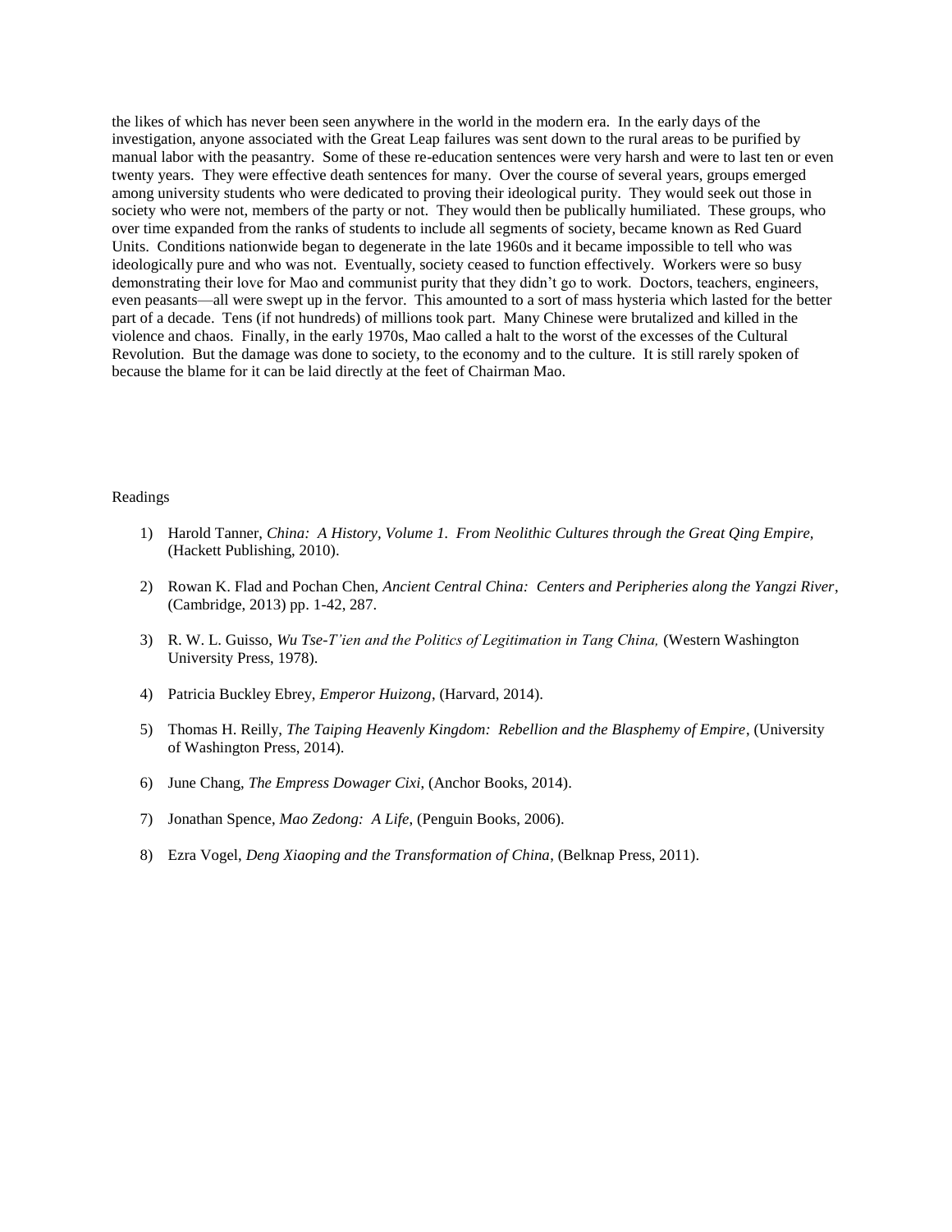the likes of which has never been seen anywhere in the world in the modern era. In the early days of the investigation, anyone associated with the Great Leap failures was sent down to the rural areas to be purified by manual labor with the peasantry. Some of these re-education sentences were very harsh and were to last ten or even twenty years. They were effective death sentences for many. Over the course of several years, groups emerged among university students who were dedicated to proving their ideological purity. They would seek out those in society who were not, members of the party or not. They would then be publically humiliated. These groups, who over time expanded from the ranks of students to include all segments of society, became known as Red Guard Units. Conditions nationwide began to degenerate in the late 1960s and it became impossible to tell who was ideologically pure and who was not. Eventually, society ceased to function effectively. Workers were so busy demonstrating their love for Mao and communist purity that they didn't go to work. Doctors, teachers, engineers, even peasants—all were swept up in the fervor. This amounted to a sort of mass hysteria which lasted for the better part of a decade. Tens (if not hundreds) of millions took part. Many Chinese were brutalized and killed in the violence and chaos. Finally, in the early 1970s, Mao called a halt to the worst of the excesses of the Cultural Revolution. But the damage was done to society, to the economy and to the culture. It is still rarely spoken of because the blame for it can be laid directly at the feet of Chairman Mao.

Readings

1) Harold Tanner, *China: A History, Volume 1. From Neolithic Cultures through the Great Qing Empire,* (Hackett Publishing, 2010).

2) Rowan K. Flad and Pochan Chen, *Ancient Central China: Centers and Peripheries along the Yangzi River*, (Cambridge, 2013) pp. 1-42, 287.

3) R. W. L. Guisso, *Wu Tse-T'ien and the Politics of Legitimation in Tang China,* (Western Washington University Press, 1978).

4) Patricia Buckley Ebrey, *Emperor Huizong*, (Harvard, 2014).

5) Thomas H. Reilly, *The Taiping Heavenly Kingdom: Rebellion and the Blasphemy of Empire*, (University of Washington Press, 2014).

6) June Chang, *The Empress Dowager Cixi*, (Anchor Books, 2014).

7) Jonathan Spence, *Mao Zedong: A Life*, (Penguin Books, 2006).

8) Ezra Vogel, *Deng Xiaoping and the Transformation of China*, (Belknap Press, 2011).